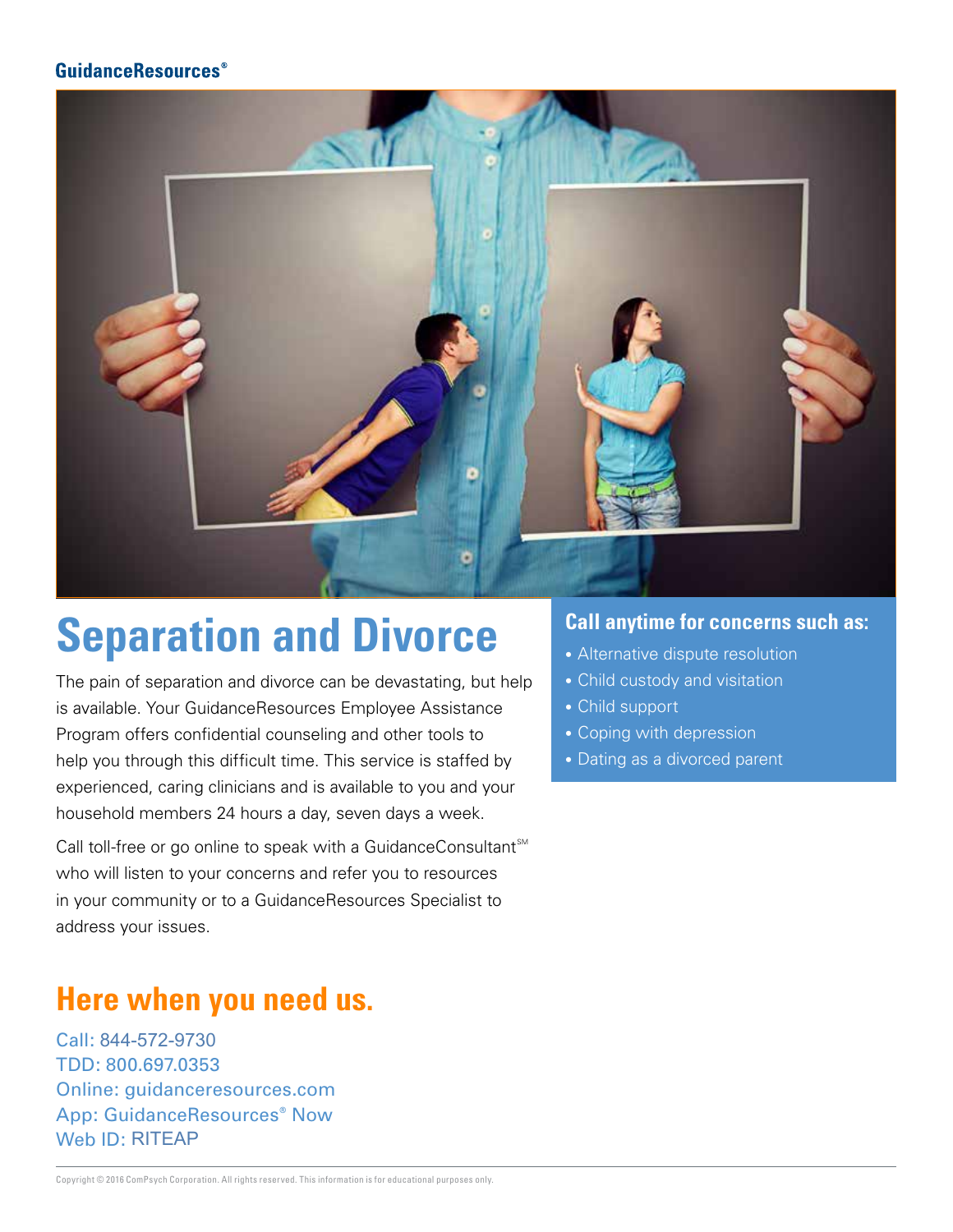GuidanceResources®

# Separation and Divorce

The pain of separation and divorce can be devastating, but help is available. Your GuidanceResources Employee Assistance Program offers confidential counseling and other tools to help you through this difficult time. This service is staffed by experienced, caring clinicians and is available to you and your household members 24 hours a day, seven days a week.

Call toll-free or go online to speak with a GuidanceConsultant℠ who will listen to your concerns and refer you to resources in your community or to a GuidanceResources Specialist to address your issues.

### Call anytime for concerns such as:

- Alternative dispute resolution
- Child custody and visitation
- Child support
- Coping with depression
- Dating as a divorced parent

## Here when you need us.

Call: 844-572-9730
TDD: 800.697.0353
Online: guidanceresources.com
App: GuidanceResources® Now
Web ID: RITEAP

Copyright © 2016 ComPsych Corporation. All rights reserved. This information is for educational purposes only.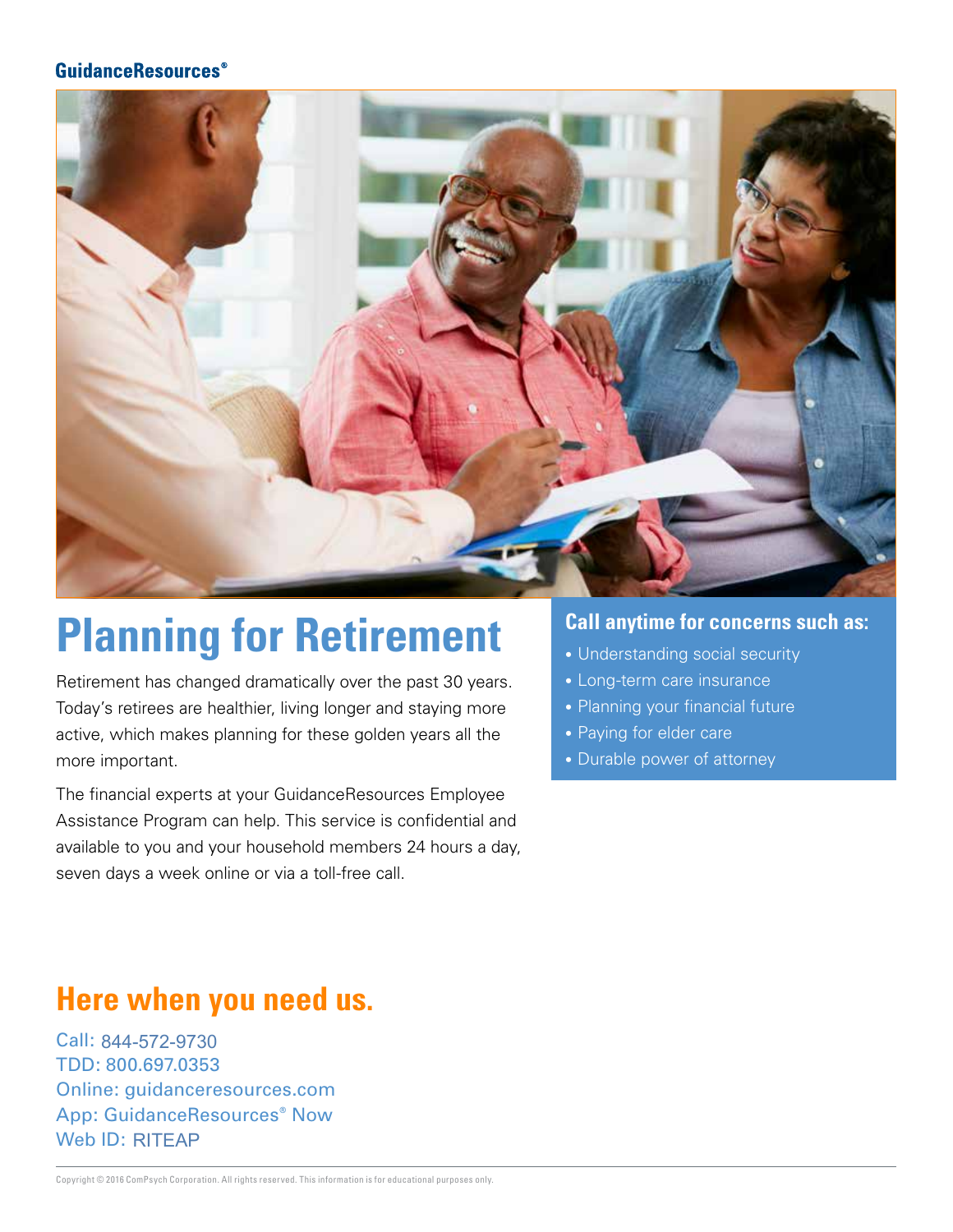GuidanceResources®

# Planning for Retirement

Retirement has changed dramatically over the past 30 years. Today's retirees are healthier, living longer and staying more active, which makes planning for these golden years all the more important.

The financial experts at your GuidanceResources Employee Assistance Program can help. This service is confidential and available to you and your household members 24 hours a day, seven days a week online or via a toll-free call.

### Call anytime for concerns such as:

- Understanding social security
- Long-term care insurance
- Planning your financial future
- Paying for elder care
- Durable power of attorney

## Here when you need us.

Call: 844-572-9730
TDD: 800.697.0353
Online: guidanceresources.com
App: GuidanceResources® Now
Web ID: RITEAP

Copyright © 2016 ComPsych Corporation. All rights reserved. This information is for educational purposes only.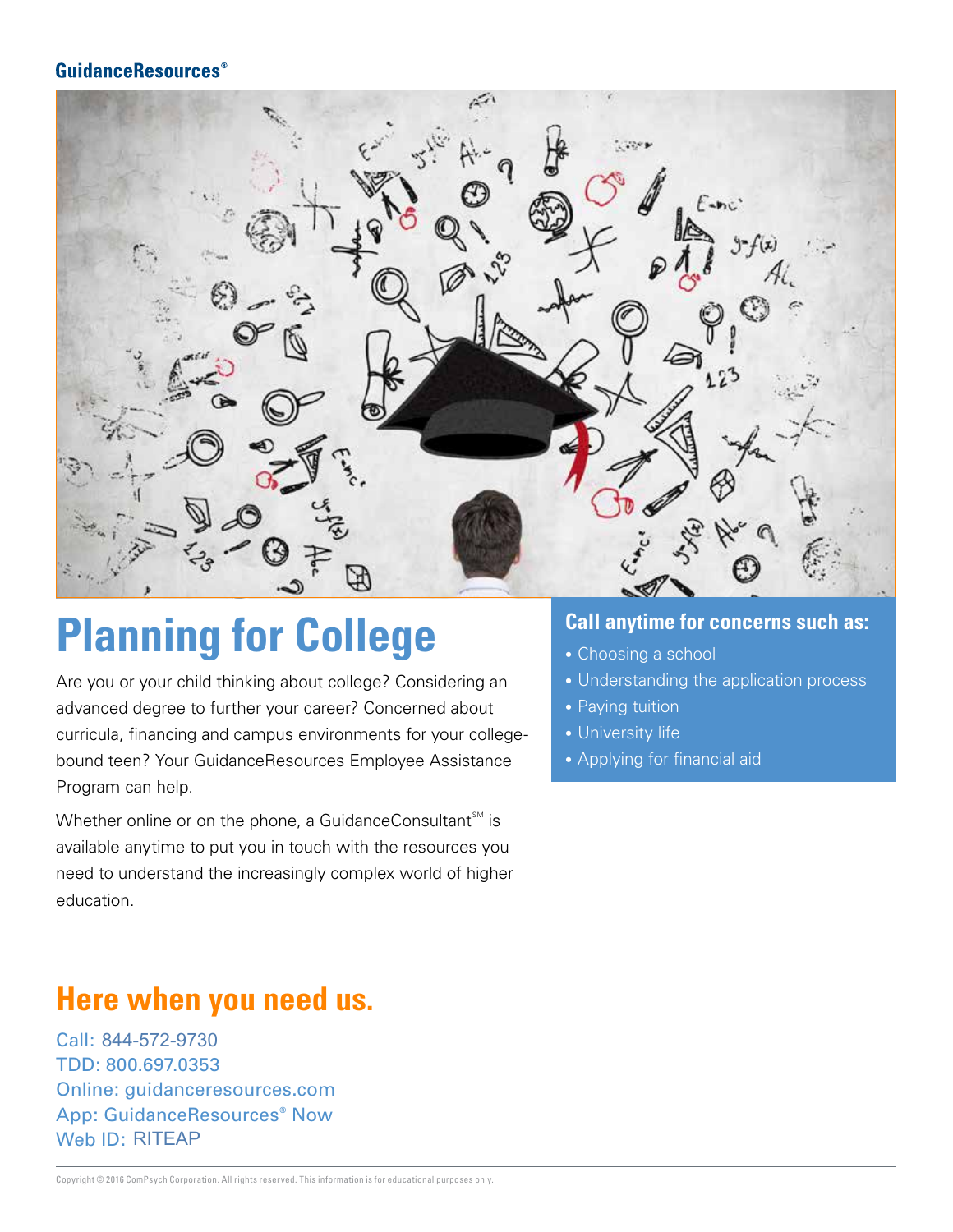GuidanceResources®

# Planning for College

Are you or your child thinking about college? Considering an advanced degree to further your career? Concerned about curricula, financing and campus environments for your college-bound teen? Your GuidanceResources Employee Assistance Program can help.

Whether online or on the phone, a GuidanceConsultant℠ is available anytime to put you in touch with the resources you need to understand the increasingly complex world of higher education.

### Call anytime for concerns such as:

- Choosing a school
- Understanding the application process
- Paying tuition
- University life
- Applying for financial aid

## Here when you need us.

Call: 844-572-9730
TDD: 800.697.0353
Online: guidanceresources.com
App: GuidanceResources® Now
Web ID: RITEAP

Copyright © 2016 ComPsych Corporation. All rights reserved. This information is for educational purposes only.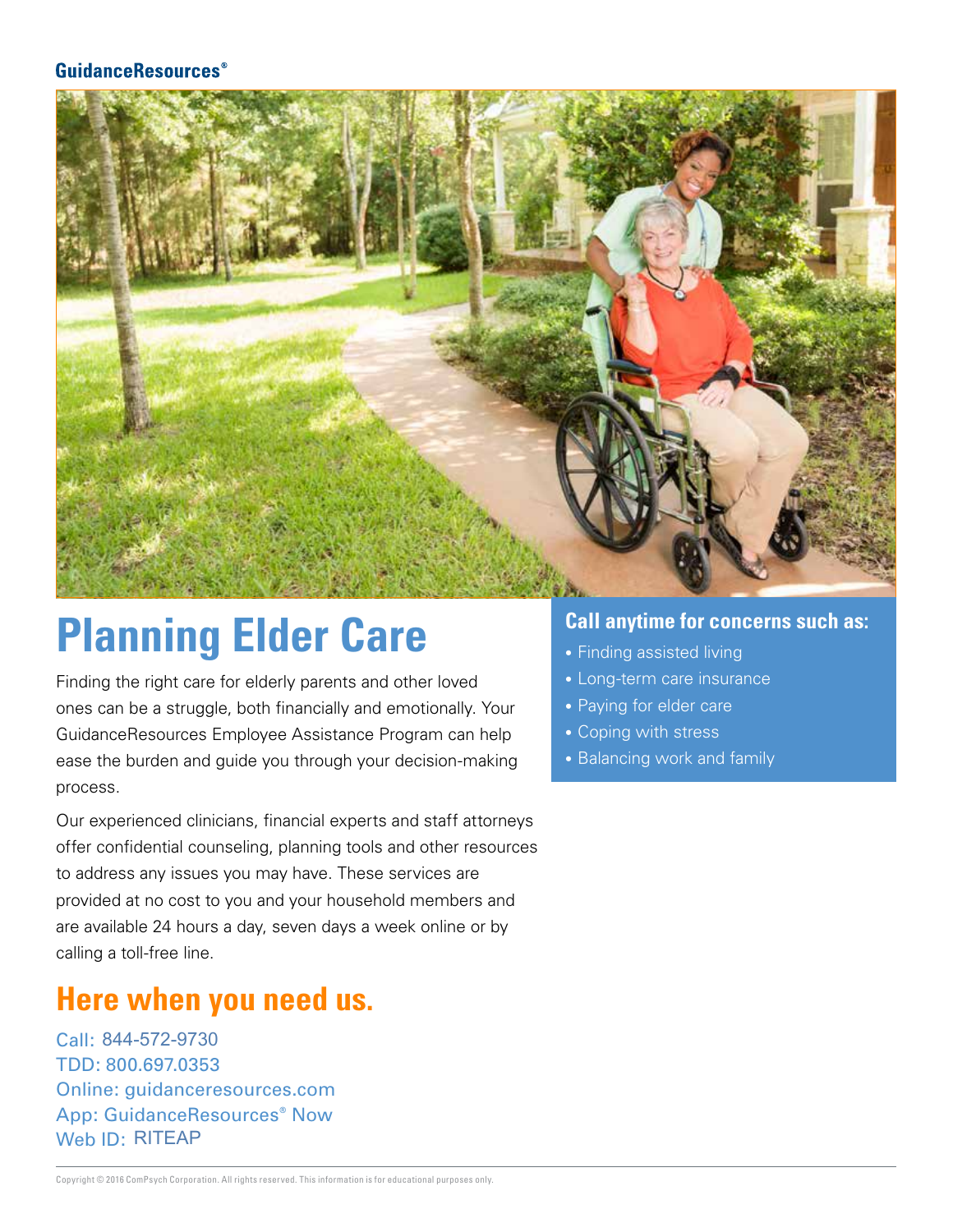GuidanceResources®

# Planning Elder Care

Finding the right care for elderly parents and other loved ones can be a struggle, both financially and emotionally. Your GuidanceResources Employee Assistance Program can help ease the burden and guide you through your decision-making process.

Our experienced clinicians, financial experts and staff attorneys offer confidential counseling, planning tools and other resources to address any issues you may have. These services are provided at no cost to you and your household members and are available 24 hours a day, seven days a week online or by calling a toll-free line.

## Call anytime for concerns such as:

- Finding assisted living
- Long-term care insurance
- Paying for elder care
- Coping with stress
- Balancing work and family

## Here when you need us.

Call: 844-572-9730
TDD: 800.697.0353
Online: guidanceresources.com
App: GuidanceResources® Now
Web ID: RITEAP

Copyright © 2016 ComPsych Corporation. All rights reserved. This information is for educational purposes only.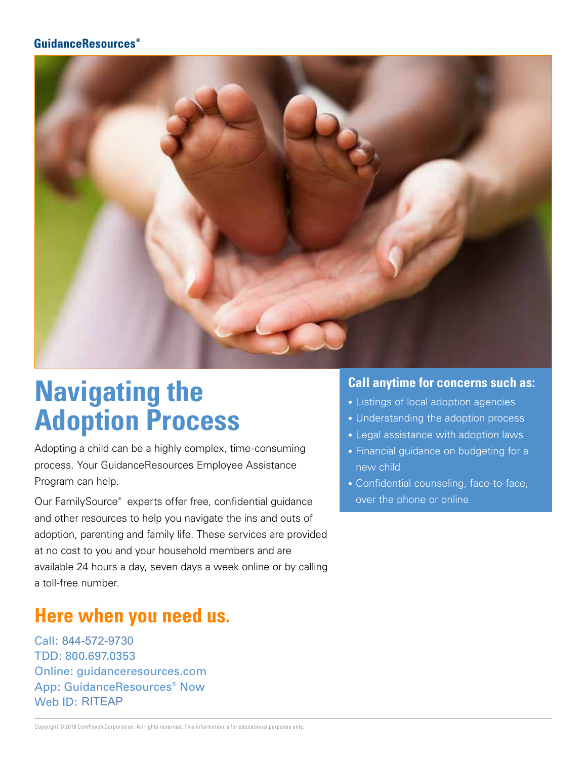GuidanceResources®

# Navigating the Adoption Process

Adopting a child can be a highly complex, time-consuming process. Your GuidanceResources Employee Assistance Program can help.

Our FamilySource® experts offer free, confidential guidance and other resources to help you navigate the ins and outs of adoption, parenting and family life. These services are provided at no cost to you and your household members and are available 24 hours a day, seven days a week online or by calling a toll-free number.

### Call anytime for concerns such as:

- Listings of local adoption agencies
- Understanding the adoption process
- Legal assistance with adoption laws
- Financial guidance on budgeting for a new child
- Confidential counseling, face-to-face, over the phone or online

## Here when you need us.

Call: 844-572-9730
TDD: 800.697.0353
Online: guidanceresources.com
App: GuidanceResources® Now
Web ID: RITEAP

Copyright © 2016 ComPsych Corporation. All rights reserved. This information is for educational purposes only.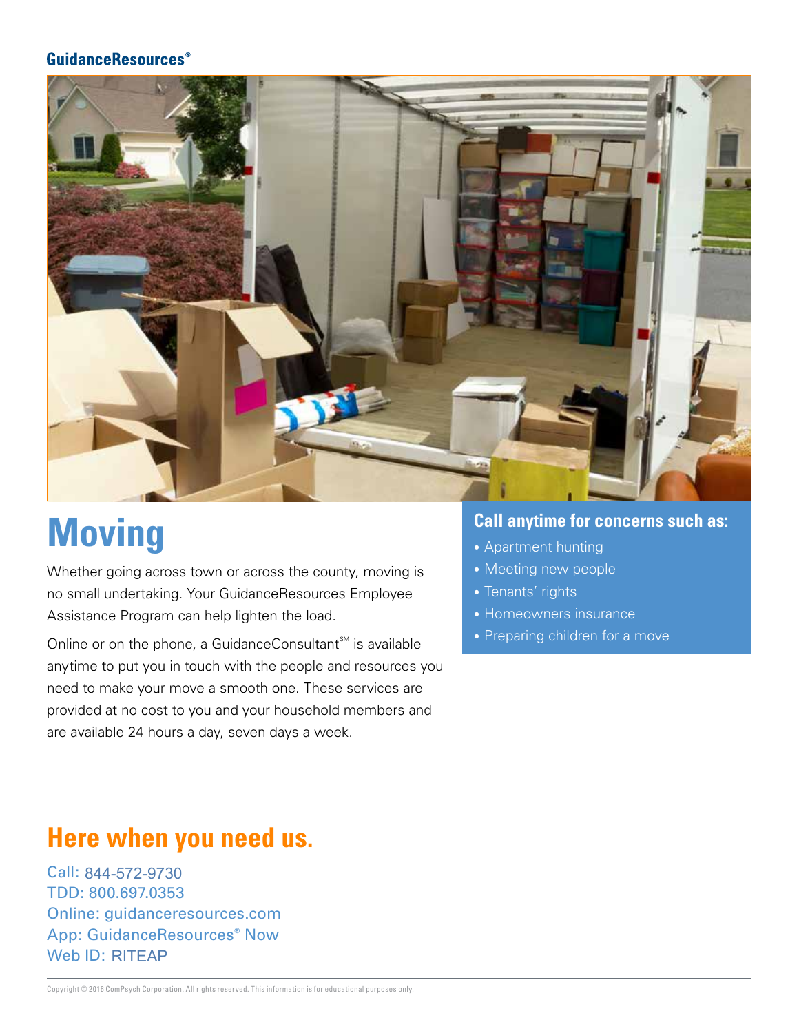GuidanceResources®

# Moving

Whether going across town or across the county, moving is no small undertaking. Your GuidanceResources Employee Assistance Program can help lighten the load.

Online or on the phone, a GuidanceConsultant℠ is available anytime to put you in touch with the people and resources you need to make your move a smooth one. These services are provided at no cost to you and your household members and are available 24 hours a day, seven days a week.

## Call anytime for concerns such as:

- Apartment hunting
- Meeting new people
- Tenants' rights
- Homeowners insurance
- Preparing children for a move

## Here when you need us.

Call: 844-572-9730
TDD: 800.697.0353
Online: guidanceresources.com
App: GuidanceResources® Now
Web ID: RITEAP

Copyright © 2016 ComPsych Corporation. All rights reserved. This information is for educational purposes only.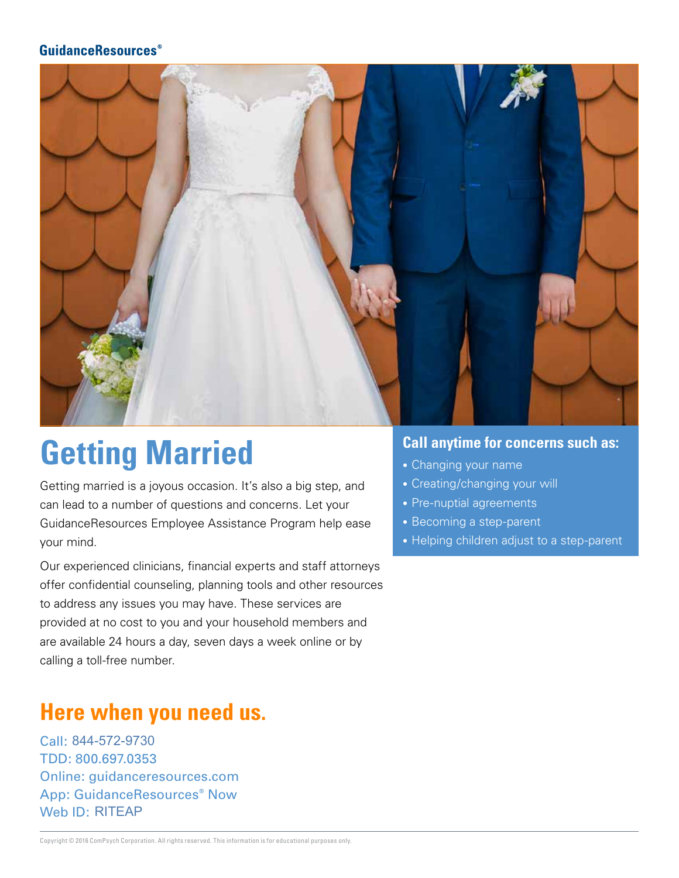GuidanceResources®

# Getting Married

Getting married is a joyous occasion. It's also a big step, and can lead to a number of questions and concerns. Let your GuidanceResources Employee Assistance Program help ease your mind.

Our experienced clinicians, financial experts and staff attorneys offer confidential counseling, planning tools and other resources to address any issues you may have. These services are provided at no cost to you and your household members and are available 24 hours a day, seven days a week online or by calling a toll-free number.

### Call anytime for concerns such as:

- Changing your name
- Creating/changing your will
- Pre-nuptial agreements
- Becoming a step-parent
- Helping children adjust to a step-parent

## Here when you need us.

Call: 844-572-9730
TDD: 800.697.0353
Online: guidanceresources.com
App: GuidanceResources® Now
Web ID: RITEAP

Copyright © 2016 ComPsych Corporation. All rights reserved. This information is for educational purposes only.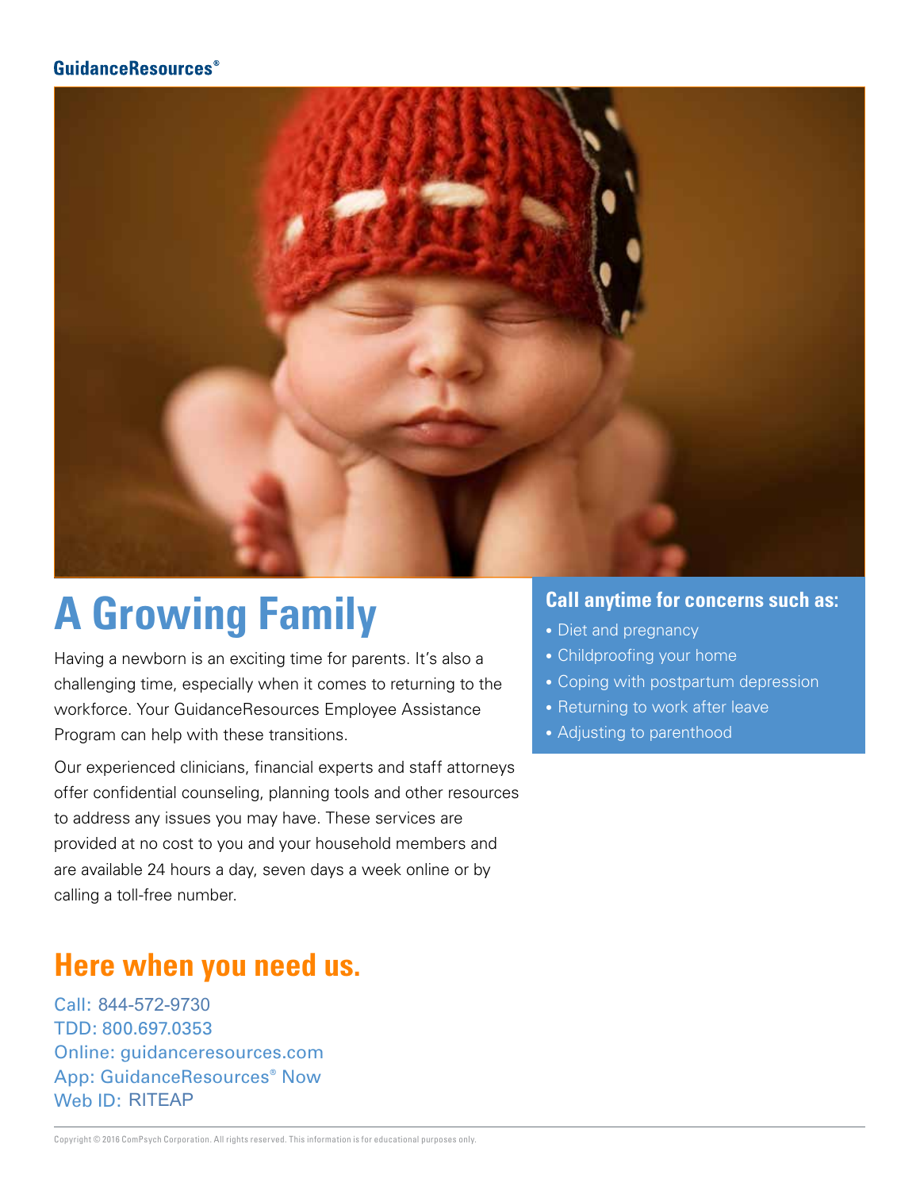GuidanceResources®

# A Growing Family

Having a newborn is an exciting time for parents. It's also a challenging time, especially when it comes to returning to the workforce. Your GuidanceResources Employee Assistance Program can help with these transitions.

Our experienced clinicians, financial experts and staff attorneys offer confidential counseling, planning tools and other resources to address any issues you may have. These services are provided at no cost to you and your household members and are available 24 hours a day, seven days a week online or by calling a toll-free number.

### Call anytime for concerns such as:

- Diet and pregnancy
- Childproofing your home
- Coping with postpartum depression
- Returning to work after leave
- Adjusting to parenthood

## Here when you need us.

Call: 844-572-9730
TDD: 800.697.0353
Online: guidanceresources.com
App: GuidanceResources® Now
Web ID: RITEAP

Copyright © 2016 ComPsych Corporation. All rights reserved. This information is for educational purposes only.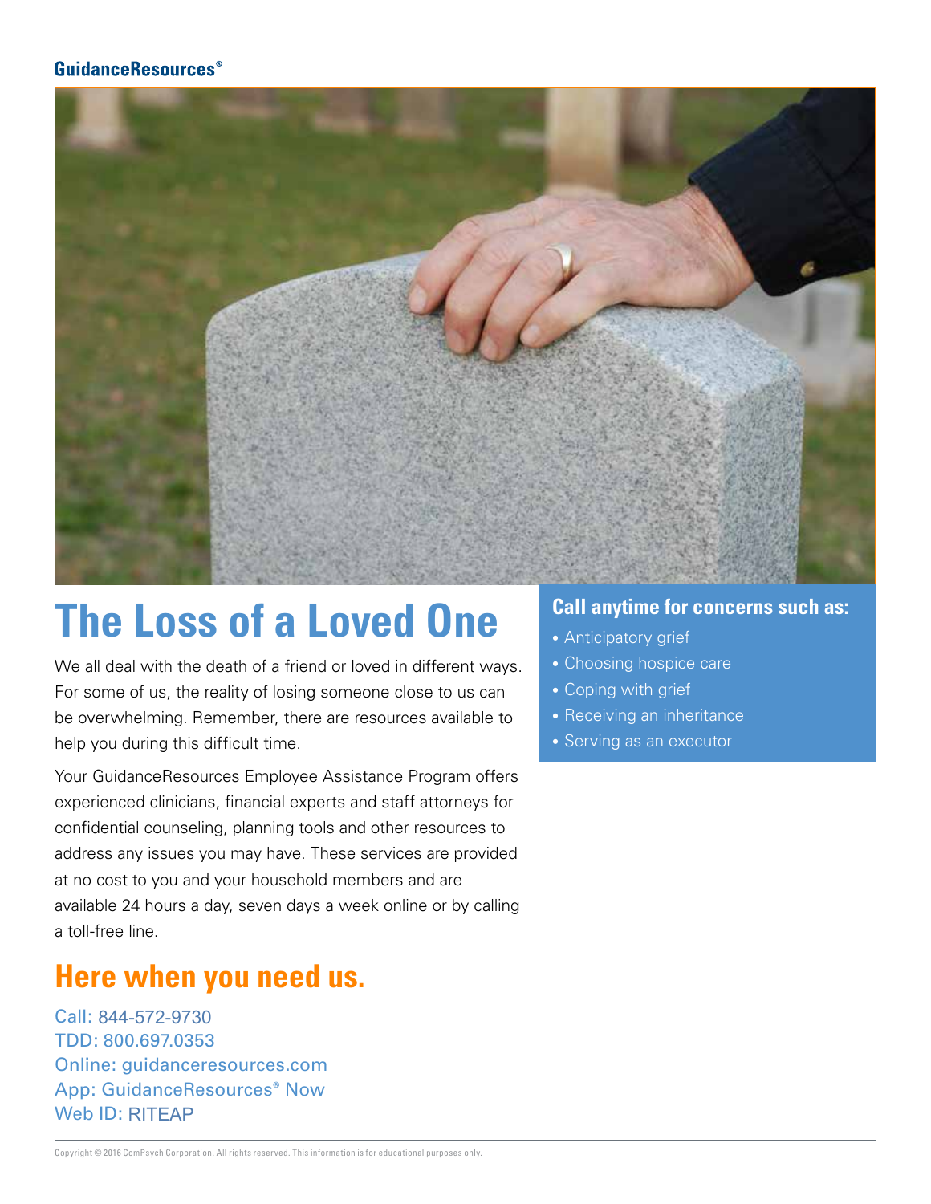GuidanceResources®

# The Loss of a Loved One

We all deal with the death of a friend or loved in different ways. For some of us, the reality of losing someone close to us can be overwhelming. Remember, there are resources available to help you during this difficult time.

Your GuidanceResources Employee Assistance Program offers experienced clinicians, financial experts and staff attorneys for confidential counseling, planning tools and other resources to address any issues you may have. These services are provided at no cost to you and your household members and are available 24 hours a day, seven days a week online or by calling a toll-free line.

## Call anytime for concerns such as:

- Anticipatory grief
- Choosing hospice care
- Coping with grief
- Receiving an inheritance
- Serving as an executor

## Here when you need us.

Call: 844-572-9730
TDD: 800.697.0353
Online: guidanceresources.com
App: GuidanceResources® Now
Web ID: RITEAP

Copyright © 2016 ComPsych Corporation. All rights reserved. This information is for educational purposes only.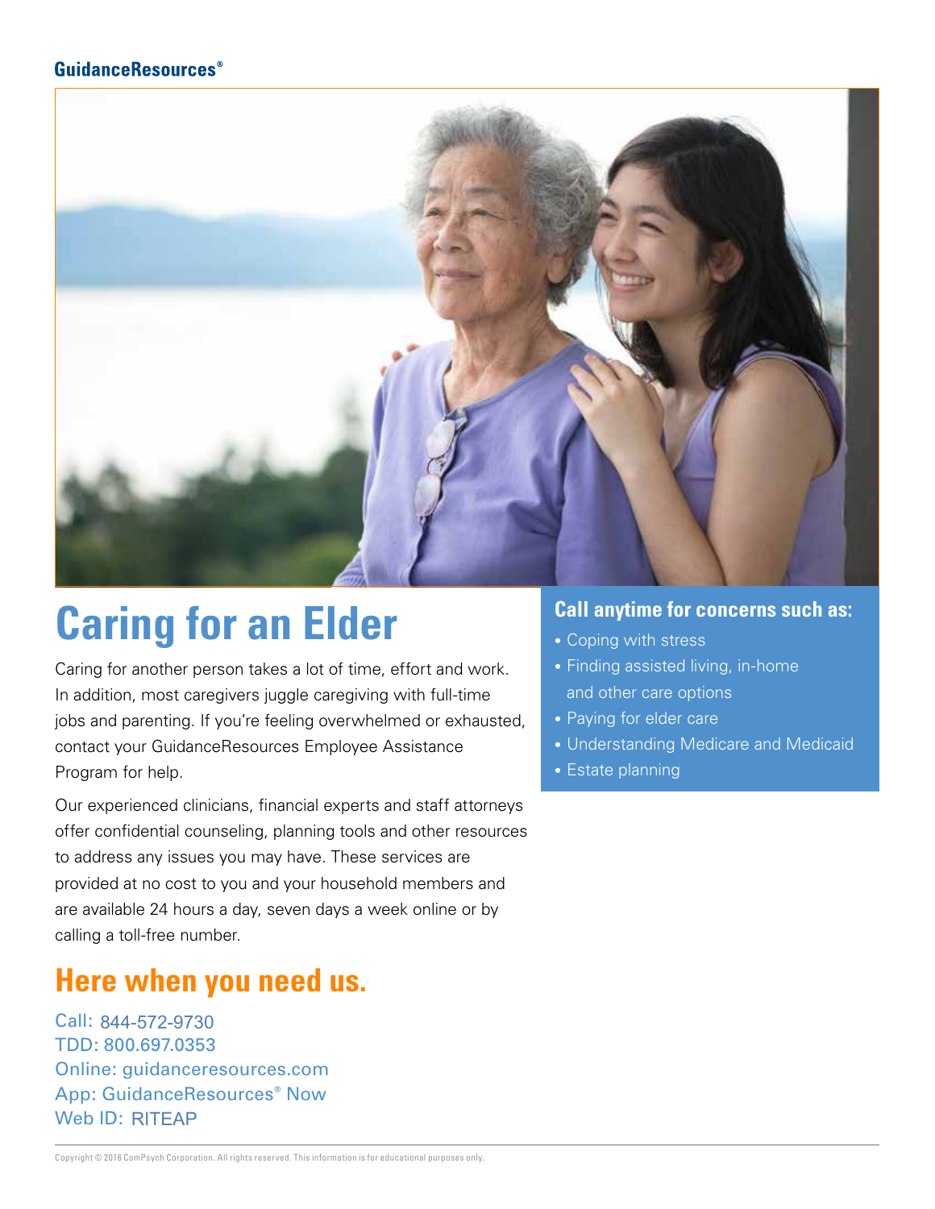GuidanceResources®

# Caring for an Elder

Caring for another person takes a lot of time, effort and work. In addition, most caregivers juggle caregiving with full-time jobs and parenting. If you're feeling overwhelmed or exhausted, contact your GuidanceResources Employee Assistance Program for help.

Our experienced clinicians, financial experts and staff attorneys offer confidential counseling, planning tools and other resources to address any issues you may have. These services are provided at no cost to you and your household members and are available 24 hours a day, seven days a week online or by calling a toll-free number.

### Call anytime for concerns such as:

- Coping with stress
- Finding assisted living, in-home and other care options
- Paying for elder care
- Understanding Medicare and Medicaid
- Estate planning

## Here when you need us.

Call: 844-572-9730
TDD: 800.697.0353
Online: guidanceresources.com
App: GuidanceResources® Now
Web ID: RITEAP

Copyright © 2016 ComPsych Corporation. All rights reserved. This information is for educational purposes only.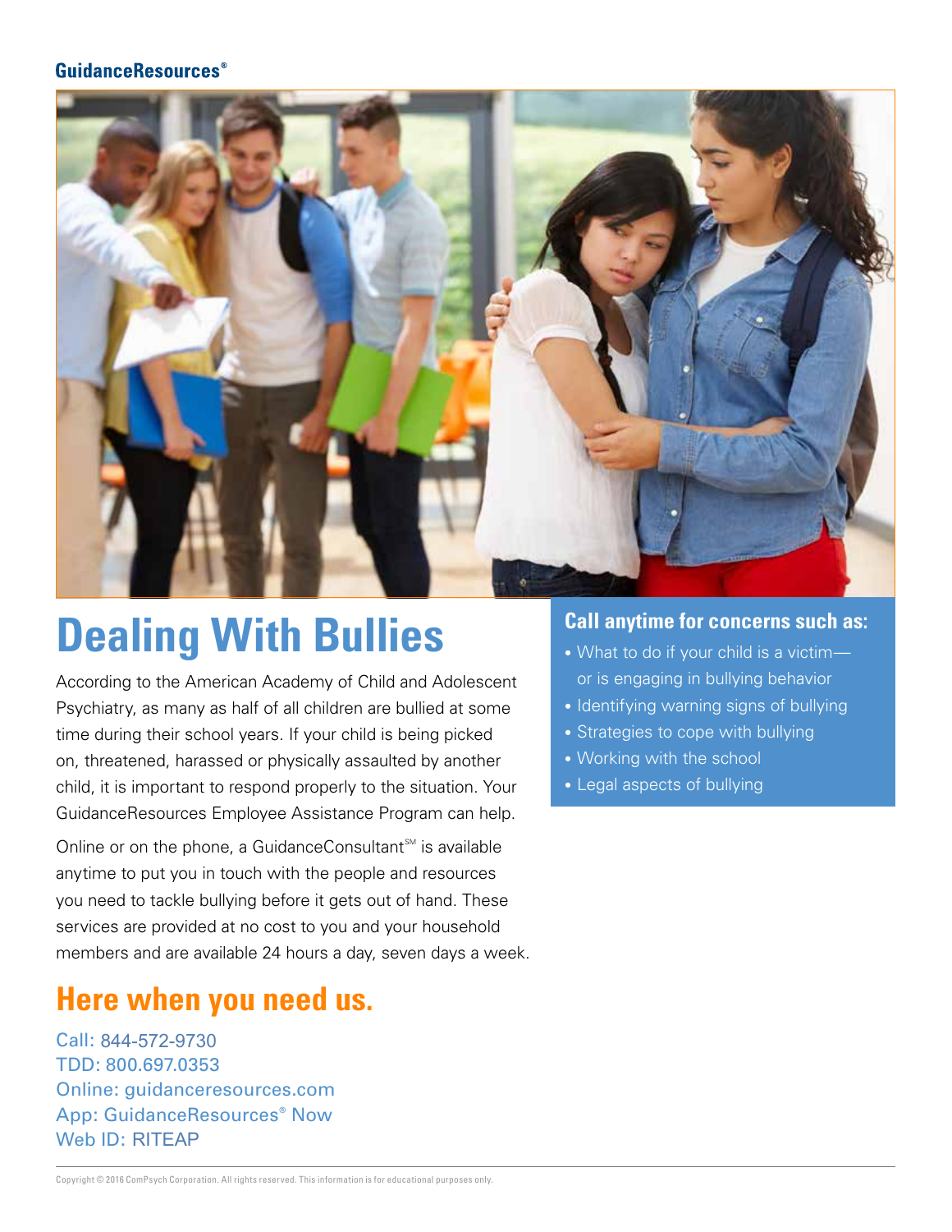GuidanceResources®

# Dealing With Bullies

According to the American Academy of Child and Adolescent Psychiatry, as many as half of all children are bullied at some time during their school years. If your child is being picked on, threatened, harassed or physically assaulted by another child, it is important to respond properly to the situation. Your GuidanceResources Employee Assistance Program can help.

Online or on the phone, a GuidanceConsultant℠ is available anytime to put you in touch with the people and resources you need to tackle bullying before it gets out of hand. These services are provided at no cost to you and your household members and are available 24 hours a day, seven days a week.

## Call anytime for concerns such as:

- What to do if your child is a victim—or is engaging in bullying behavior
- Identifying warning signs of bullying
- Strategies to cope with bullying
- Working with the school
- Legal aspects of bullying

## Here when you need us.

Call: 844-572-9730
TDD: 800.697.0353
Online: guidanceresources.com
App: GuidanceResources® Now
Web ID: RITEAP

Copyright © 2016 ComPsych Corporation. All rights reserved. This information is for educational purposes only.